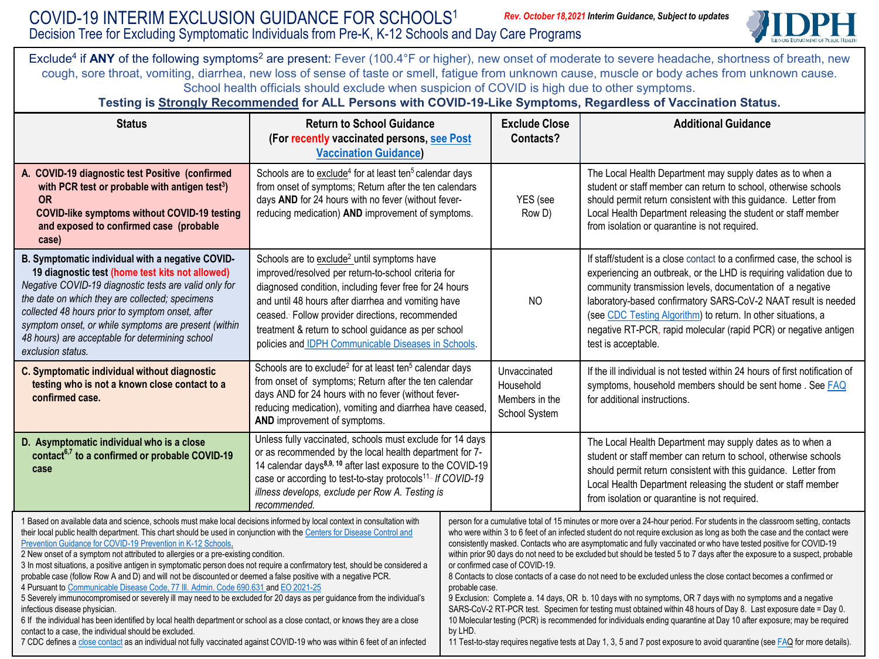# COVID-19 INTERIM EXCLUSION GUIDANCE FOR SCHOOLS[1]

*Rev. October 18,2021* ***Interim Guidance, Subject to updates***

## Decision Tree for Excluding Symptomatic Individuals from Pre-K, K-12 Schools and Day Care Programs

Exclude[4] if **ANY** of the following symptoms[2] are present: Fever (100.4°F or higher), new onset of moderate to severe headache, shortness of breath, new cough, sore throat, vomiting, diarrhea, new loss of sense of taste or smell, fatigue from unknown cause, muscle or body aches from unknown cause. School health officials should exclude when suspicion of COVID is high due to other symptoms.

**Testing is Strongly Recommended for ALL Persons with COVID-19-Like Symptoms, Regardless of Vaccination Status.**

| Status | Return to School Guidance (For recently vaccinated persons, see Post Vaccination Guidance) | Exclude Close Contacts? | Additional Guidance |
|---|---|---|---|
| **A. COVID-19 diagnostic test Positive (confirmed with PCR test or probable with antigen test[3]) OR COVID-like symptoms without COVID-19 testing and exposed to confirmed case (probable case)** | Schools are to exclude[4] for at least ten[5] calendar days from onset of symptoms; Return after the ten calendars days **AND** for 24 hours with no fever (without fever-reducing medication) **AND** improvement of symptoms. | YES (see Row D) | The Local Health Department may supply dates as to when a student or staff member can return to school, otherwise schools should permit return consistent with this guidance. Letter from Local Health Department releasing the student or staff member from isolation or quarantine is not required. |
| **B. Symptomatic individual with a negative COVID-19 diagnostic test (home test kits not allowed)** *Negative COVID-19 diagnostic tests are valid only for the date on which they are collected; specimens collected 48 hours prior to symptom onset, after symptom onset, or while symptoms are present (within 48 hours) are acceptable for determining school exclusion status.* | Schools are to exclude[2] until symptoms have improved/resolved per return-to-school criteria for diagnosed condition, including fever free for 24 hours and until 48 hours after diarrhea and vomiting have ceased. Follow provider directions, recommended treatment & return to school guidance as per school policies and IDPH Communicable Diseases in Schools. | NO | If staff/student is a close contact to a confirmed case, the school is experiencing an outbreak, or the LHD is requiring validation due to community transmission levels, documentation of a negative laboratory-based confirmatory SARS-CoV-2 NAAT result is needed (see CDC Testing Algorithm) to return. In other situations, a negative RT-PCR, rapid molecular (rapid PCR) or negative antigen test is acceptable. |
| **C. Symptomatic individual without diagnostic testing who is not a known close contact to a confirmed case.** | Schools are to exclude[2] for at least ten[5] calendar days from onset of symptoms; Return after the ten calendar days AND for 24 hours with no fever (without fever-reducing medication), vomiting and diarrhea have ceased, **AND** improvement of symptoms. | Unvaccinated Household Members in the School System | If the ill individual is not tested within 24 hours of first notification of symptoms, household members should be sent home . See FAQ for additional instructions. |
| **D. Asymptomatic individual who is a close contact[6,7] to a confirmed or probable COVID-19 case** | Unless fully vaccinated, schools must exclude for 14 days or as recommended by the local health department for 7-14 calendar days[8,9,10] after last exposure to the COVID-19 case or according to test-to-stay protocols[11]. *If COVID-19 illness develops, exclude per Row A. Testing is recommended.* | | The Local Health Department may supply dates as to when a student or staff member can return to school, otherwise schools should permit return consistent with this guidance. Letter from Local Health Department releasing the student or staff member from isolation or quarantine is not required. |

1 Based on available data and science, schools must make local decisions informed by local context in consultation with their local public health department. This chart should be used in conjunction with the Centers for Disease Control and Prevention Guidance for COVID-19 Prevention in K-12 Schools.

2 New onset of a symptom not attributed to allergies or a pre-existing condition.

3 In most situations, a positive antigen in symptomatic person does not require a confirmatory test, should be considered a probable case (follow Row A and D) and will not be discounted or deemed a false positive with a negative PCR.

4 Pursuant to Communicable Disease Code, 77 Ill. Admin. Code 690.631 and EO 2021-25

5 Severely immunocompromised or severely ill may need to be excluded for 20 days as per guidance from the individual's infectious disease physician.

6 If the individual has been identified by local health department or school as a close contact, or knows they are a close contact to a case, the individual should be excluded.

7 CDC defines a close contact as an individual not fully vaccinated against COVID-19 who was within 6 feet of an infected person for a cumulative total of 15 minutes or more over a 24-hour period. For students in the classroom setting, contacts who were within 3 to 6 feet of an infected student do not require exclusion as long as both the case and the contact were consistently masked. Contacts who are asymptomatic and fully vaccinated or who have tested positive for COVID-19 within prior 90 days do not need to be excluded but should be tested 5 to 7 days after the exposure to a suspect, probable or confirmed case of COVID-19.

8 Contacts to close contacts of a case do not need to be excluded unless the close contact becomes a confirmed or probable case.

9 Exclusion: Complete a. 14 days, OR b. 10 days with no symptoms, OR 7 days with no symptoms and a negative SARS-CoV-2 RT-PCR test. Specimen for testing must obtained within 48 hours of Day 8. Last exposure date = Day 0.

10 Molecular testing (PCR) is recommended for individuals ending quarantine at Day 10 after exposure; may be required by LHD.

11 Test-to-stay requires negative tests at Day 1, 3, 5 and 7 post exposure to avoid quarantine (see FAQ for more details).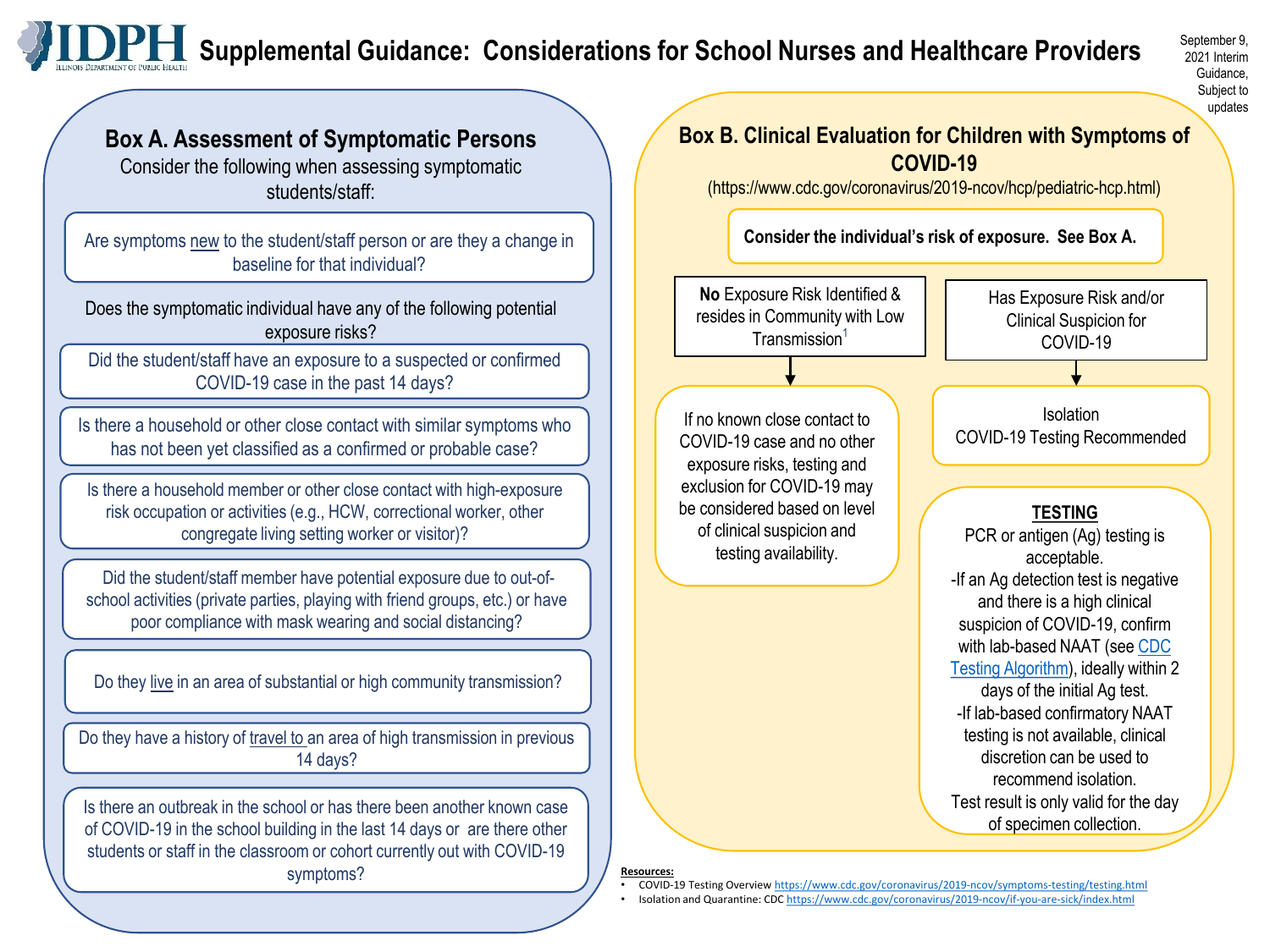# Supplemental Guidance: Considerations for School Nurses and Healthcare Providers

September 9, 2021 Interim Guidance, Subject to updates

## Box A. Assessment of Symptomatic Persons

Consider the following when assessing symptomatic students/staff:

Are symptoms new to the student/staff person or are they a change in baseline for that individual?

Does the symptomatic individual have any of the following potential exposure risks?

- Did the student/staff have an exposure to a suspected or confirmed COVID-19 case in the past 14 days?
- Is there a household or other close contact with similar symptoms who has not been yet classified as a confirmed or probable case?
- Is there a household member or other close contact with high-exposure risk occupation or activities (e.g., HCW, correctional worker, other congregate living setting worker or visitor)?
- Did the student/staff member have potential exposure due to out-of-school activities (private parties, playing with friend groups, etc.) or have poor compliance with mask wearing and social distancing?
- Do they live in an area of substantial or high community transmission?
- Do they have a history of travel to an area of high transmission in previous 14 days?
- Is there an outbreak in the school or has there been another known case of COVID-19 in the school building in the last 14 days or are there other students or staff in the classroom or cohort currently out with COVID-19 symptoms?

## Box B. Clinical Evaluation for Children with Symptoms of COVID-19

(https://www.cdc.gov/coronavirus/2019-ncov/hcp/pediatric-hcp.html)

**Consider the individual's risk of exposure. See Box A.**

**No** Exposure Risk Identified & resides in Community with Low Transmission[1]

→ If no known close contact to COVID-19 case and no other exposure risks, testing and exclusion for COVID-19 may be considered based on level of clinical suspicion and testing availability.

Has Exposure Risk and/or Clinical Suspicion for COVID-19

→ Isolation
COVID-19 Testing Recommended

**TESTING**

PCR or antigen (Ag) testing is acceptable.

-If an Ag detection test is negative and there is a high clinical suspicion of COVID-19, confirm with lab-based NAAT (see CDC Testing Algorithm), ideally within 2 days of the initial Ag test.

-If lab-based confirmatory NAAT testing is not available, clinical discretion can be used to recommend isolation.

Test result is only valid for the day of specimen collection.

**Resources:**

- COVID-19 Testing Overview https://www.cdc.gov/coronavirus/2019-ncov/symptoms-testing/testing.html
- Isolation and Quarantine: CDC https://www.cdc.gov/coronavirus/2019-ncov/if-you-are-sick/index.html